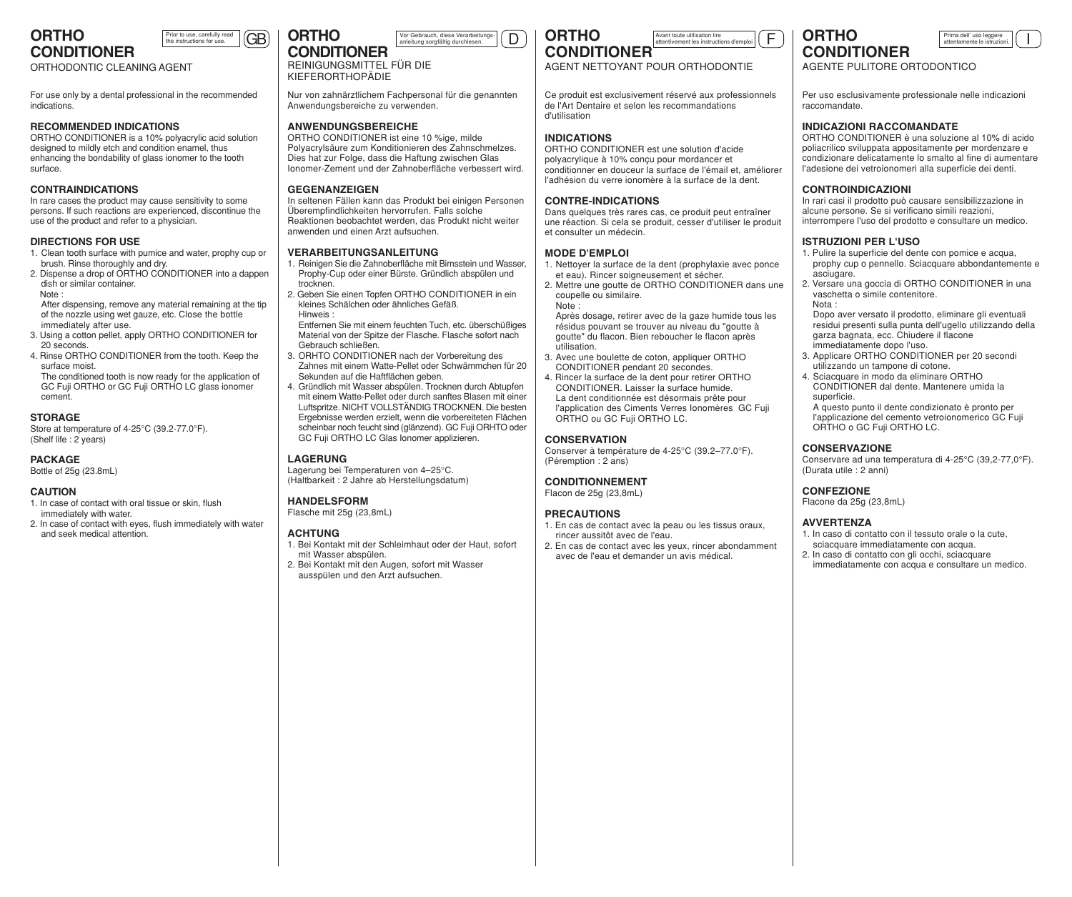# ORTHO CONDITIONER

Prior to use, carefully read the instructions for use. GB

ORTHODONTIC CLEANING AGENT

For use only by a dental professional in the recommended indications.

### RECOMMENDED INDICATIONS

ORTHO CONDITIONER is a 10% polyacrylic acid solution designed to mildly etch and condition enamel, thus enhancing the bondability of glass ionomer to the tooth surface.

### CONTRAINDICATIONS

In rare cases the product may cause sensitivity to some persons. If such reactions are experienced, discontinue the use of the product and refer to a physician.

### DIRECTIONS FOR USE

1. Clean tooth surface with pumice and water, prophy cup or brush. Rinse thoroughly and dry.
2. Dispense a drop of ORTHO CONDITIONER into a dappen dish or similar container.
   Note :
   After dispensing, remove any material remaining at the tip of the nozzle using wet gauze, etc. Close the bottle immediately after use.
3. Using a cotton pellet, apply ORTHO CONDITIONER for 20 seconds.
4. Rinse ORTHO CONDITIONER from the tooth. Keep the surface moist.
   The conditioned tooth is now ready for the application of GC Fuji ORTHO or GC Fuji ORTHO LC glass ionomer cement.

### STORAGE

Store at temperature of 4-25°C (39.2-77.0°F).
(Shelf life : 2 years)

### PACKAGE

Bottle of 25g (23.8mL)

### CAUTION

1. In case of contact with oral tissue or skin, flush immediately with water.
2. In case of contact with eyes, flush immediately with water and seek medical attention.

# ORTHO CONDITIONER

Vor Gebrauch, diese Verarbeitungsanleitung sorgfältig durchlesen. D

REINIGUNGSMITTEL FÜR DIE KIEFERORTHOPÄDIE

Nur von zahnärztlichem Fachpersonal für die genannten Anwendungsbereiche zu verwenden.

### ANWENDUNGSBEREICHE

ORTHO CONDITIONER ist eine 10 %ige, milde Polyacrylsäure zum Konditionieren des Zahnschmelzes. Dies hat zur Folge, dass die Haftung zwischen Glas Ionomer-Zement und der Zahnoberfläche verbessert wird.

### GEGENANZEIGEN

In seltenen Fällen kann das Produkt bei einigen Personen Überempfindlichkeiten hervorrufen. Falls solche Reaktionen beobachtet werden, das Produkt nicht weiter anwenden und einen Arzt aufsuchen.

### VERARBEITUNGSANLEITUNG

1. Reinigen Sie die Zahnoberfläche mit Bimsstein und Wasser, Prophy-Cup oder einer Bürste. Gründlich abspülen und trocknen.
2. Geben Sie einen Topfen ORTHO CONDITIONER in ein kleines Schälchen oder ähnliches Gefäß.
   Hinweis :
   Entfernen Sie mit einem feuchten Tuch, etc. überschüßiges Material von der Spitze der Flasche. Flasche sofort nach Gebrauch schließen.
3. ORHTO CONDITIONER nach der Vorbereitung des Zahnes mit einem Watte-Pellet oder Schwämmchen für 20 Sekunden auf die Haftflächen geben.
4. Gründlich mit Wasser abspülen. Trocknen durch Abtupfen mit einem Watte-Pellet oder durch sanftes Blasen mit einer Luftspritze. NICHT VOLLSTÄNDIG TROCKNEN. Die besten Ergebnisse werden erzielt, wenn die vorbereiteten Flächen scheinbar noch feucht sind (glänzend). GC Fuji ORHTO oder GC Fuji ORTHO LC Glas Ionomer applizieren.

### LAGERUNG

Lagerung bei Temperaturen von 4–25°C.
(Haltbarkeit : 2 Jahre ab Herstellungsdatum)

### HANDELSFORM

Flasche mit 25g (23,8mL)

### ACHTUNG

1. Bei Kontakt mit der Schleimhaut oder der Haut, sofort mit Wasser abspülen.
2. Bei Kontakt mit den Augen, sofort mit Wasser ausspülen und den Arzt aufsuchen.

# ORTHO CONDITIONER

Avant toute utilisation lire attentivement les instructions d'emploi F

AGENT NETTOYANT POUR ORTHODONTIE

Ce produit est exclusivement réservé aux professionnels de l'Art Dentaire et selon les recommandations d'utilisation

### INDICATIONS

ORTHO CONDITIONER est une solution d'acide polyacrylique à 10% conçu pour mordancer et conditionner en douceur la surface de l'émail et, améliorer l'adhésion du verre ionomère à la surface de la dent.

### CONTRE-INDICATIONS

Dans quelques très rares cas, ce produit peut entraîner une réaction. Si cela se produit, cesser d'utiliser le produit et consulter un médecin.

### MODE D'EMPLOI

1. Nettoyer la surface de la dent (prophylaxie avec ponce et eau). Rincer soigneusement et sécher.
2. Mettre une goutte de ORTHO CONDITIONER dans une coupelle ou similaire.
   Note :
   Après dosage, retirer avec de la gaze humide tous les résidus pouvant se trouver au niveau du "goutte à goutte" du flacon. Bien reboucher le flacon après utilisation.
3. Avec une boulette de coton, appliquer ORTHO CONDITIONER pendant 20 secondes.
4. Rincer la surface de la dent pour retirer ORTHO CONDITIONER. Laisser la surface humide.
   La dent conditionnée est désormais prête pour l'application des Ciments Verres Ionomères GC Fuji ORTHO ou GC Fuji ORTHO LC.

### CONSERVATION

Conserver à température de 4-25°C (39.2–77.0°F).
(Péremption : 2 ans)

### CONDITIONNEMENT

Flacon de 25g (23,8mL)

### PRECAUTIONS

1. En cas de contact avec la peau ou les tissus oraux, rincer aussitôt avec de l'eau.
2. En cas de contact avec les yeux, rincer abondamment avec de l'eau et demander un avis médical.

# ORTHO CONDITIONER

Prima dell' uso leggere attentamente le istruzioni. I

AGENTE PULITORE ORTODONTICO

Per uso esclusivamente professionale nelle indicazioni raccomandate.

### INDICAZIONI RACCOMANDATE

ORTHO CONDITIONER è una soluzione al 10% di acido poliacrilico sviluppata appositamente per mordenzare e condizionare delicatamente lo smalto al fine di aumentare l'adesione dei vetroionomeri alla superficie dei denti.

### CONTROINDICAZIONI

In rari casi il prodotto può causare sensibilizzazione in alcune persone. Se si verificano simili reazioni, interrompere l'uso del prodotto e consultare un medico.

### ISTRUZIONI PER L'USO

1. Pulire la superficie del dente con pomice e acqua, prophy cup o pennello. Sciacquare abbondantemente e asciugare.
2. Versare una goccia di ORTHO CONDITIONER in una vaschetta o simile contenitore.
   Nota :
   Dopo aver versato il prodotto, eliminare gli eventuali residui presenti sulla punta dell'ugello utilizzando della garza bagnata, ecc. Chiudere il flacone immediatamente dopo l'uso.
3. Applicare ORTHO CONDITIONER per 20 secondi utilizzando un tampone di cotone.
4. Sciacquare in modo da eliminare ORTHO CONDITIONER dal dente. Mantenere umida la superficie.
   A questo punto il dente condizionato è pronto per l'applicazione del cemento vetroionomerico GC Fuji ORTHO o GC Fuji ORTHO LC.

### CONSERVAZIONE

Conservare ad una temperatura di 4-25°C (39,2-77,0°F).
(Durata utile : 2 anni)

### CONFEZIONE

Flacone da 25g (23,8mL)

### AVVERTENZA

1. In caso di contatto con il tessuto orale o la cute, sciacquare immediatamente con acqua.
2. In caso di contatto con gli occhi, sciacquare immediatamente con acqua e consultare un medico.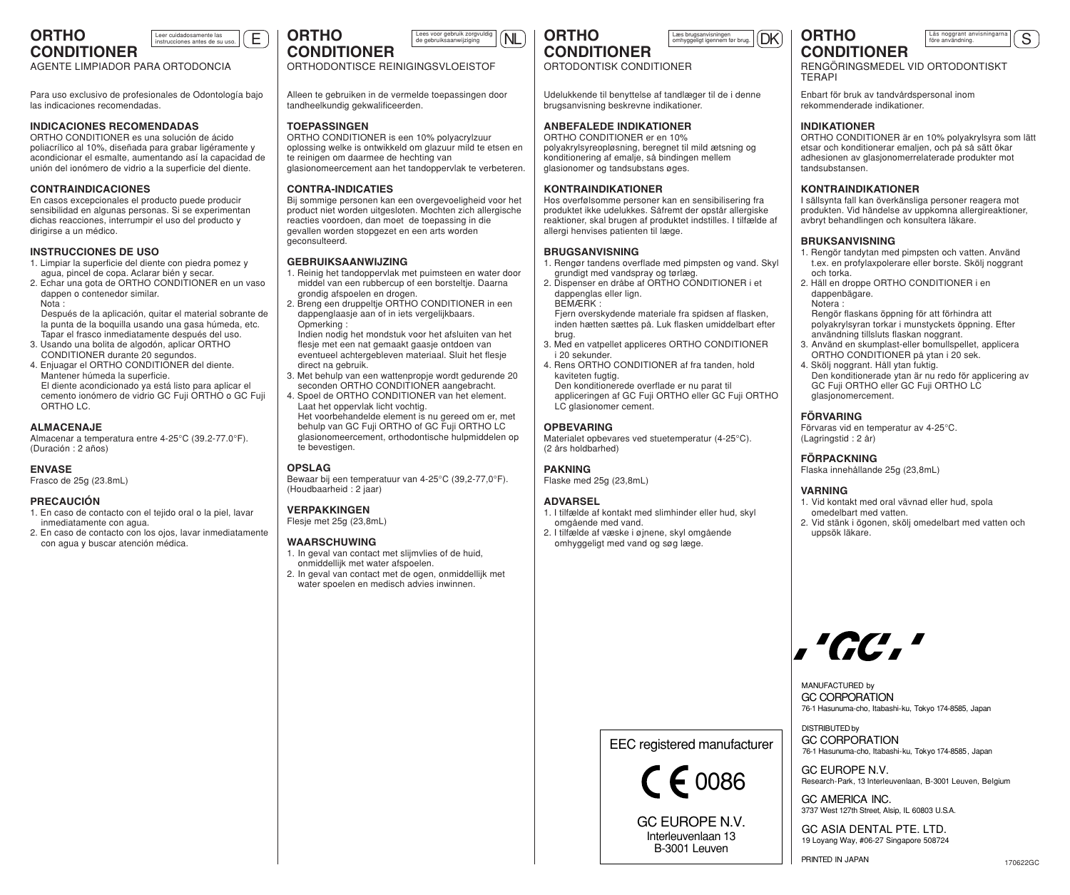# ORTHO CONDITIONER

Leer cuidadosamente las instrucciones antes de su uso. E

AGENTE LIMPIADOR PARA ORTODONCIA

Para uso exclusivo de profesionales de Odontología bajo las indicaciones recomendadas.

## INDICACIONES RECOMENDADAS

ORTHO CONDITIONER es una solución de ácido poliacrílico al 10%, diseñada para grabar ligéramente y acondicionar el esmalte, aumentando así la capacidad de unión del ionómero de vidrio a la superficie del diente.

## CONTRAINDICACIONES

En casos excepcionales el producto puede producir sensibilidad en algunas personas. Si se experimentan dichas reacciones, interrumpir el uso del producto y dirigirse a un médico.

## INSTRUCCIONES DE USO

1. Limpiar la superficie del diente con piedra pomez y agua, pincel de copa. Aclarar bién y secar.
2. Echar una gota de ORTHO CONDITIONER en un vaso dappen o contenedor similar.
   Nota :
   Después de la aplicación, quitar el material sobrante de la punta de la boquilla usando una gasa húmeda, etc. Tapar el frasco inmediatamente después del uso.
3. Usando una bolita de algodón, aplicar ORTHO CONDITIONER durante 20 segundos.
4. Enjuagar el ORTHO CONDITIONER del diente. Mantener húmeda la superficie.
   El diente acondicionado ya está listo para aplicar el cemento ionómero de vidrio GC Fuji ORTHO o GC Fuji ORTHO LC.

## ALMACENAJE

Almacenar a temperatura entre 4-25°C (39.2-77.0°F).
(Duración : 2 años)

## ENVASE

Frasco de 25g (23.8mL)

## PRECAUCIÓN

1. En caso de contacto con el tejido oral o la piel, lavar inmediatamente con agua.
2. En caso de contacto con los ojos, lavar inmediatamente con agua y buscar atención médica.

# ORTHO CONDITIONER

Lees voor gebruik zorgvuldig de gebruiksaanwijziging NL

ORTHODONTISCE REINIGINGSVLOEISTOF

Alleen te gebruiken in de vermelde toepassingen door tandheelkundig gekwalificeerden.

## TOEPASSINGEN

ORTHO CONDITIONER is een 10% polyacrylzuur oplossing welke is ontwikkeld om glazuur mild te etsen en te reinigen om daarmee de hechting van glasionomeercement aan het tandoppervlak te verbeteren.

## CONTRA-INDICATIES

Bij sommige personen kan een overgevoeligheid voor het product niet worden uitgesloten. Mochten zich allergische reacties voordoen, dan moet de toepassing in die gevallen worden stopgezet en een arts worden geconsulteerd.

## GEBRUIKSAANWIJZING

1. Reinig het tandoppervlak met puimsteen en water door middel van een rubbercup of een borsteltje. Daarna grondig afspoelen en drogen.
2. Breng een druppeltje ORTHO CONDITIONER in een dappenglaasje aan of in iets vergelijkbaars.
   Opmerking :
   Indien nodig het mondstuk voor het afsluiten van het flesje met een nat gemaakt gaasje ontdoen van eventueel achtergebleven materiaal. Sluit het flesje direct na gebruik.
3. Met behulp van een wattenpropje wordt gedurende 20 seconden ORTHO CONDITIONER aangebracht.
4. Spoel de ORTHO CONDITIONER van het element. Laat het oppervlak licht vochtig.
   Het voorbehandelde element is nu gereed om er, met behulp van GC Fuji ORTHO of GC Fuji ORTHO LC glasionomeercement, orthodontische hulpmiddelen op te bevestigen.

## OPSLAG

Bewaar bij een temperatuur van 4-25°C (39,2-77,0°F).
(Houdbaarheid : 2 jaar)

## VERPAKKINGEN

Flesje met 25g (23,8mL)

## WAARSCHUWING

1. In geval van contact met slijmvlies of de huid, onmiddellijk met water afspoelen.
2. In geval van contact met de ogen, onmiddellijk met water spoelen en medisch advies inwinnen.

# ORTHO CONDITIONER

Læs brugsanvisningen omhyggeligt igennem før brug. DK

ORTODONTISK CONDITIONER

Udelukkende til benyttelse af tandlæger til de i denne brugsanvisning beskrevne indikationer.

## ANBEFALEDE INDIKATIONER

ORTHO CONDITIONER er en 10% polyakrylsyreopløsning, beregnet til mild ætsning og konditionering af emalje, så bindingen mellem glasionomer og tandsubstans øges.

## KONTRAINDIKATIONER

Hos overfølsomme personer kan en sensibilisering fra produktet ikke udelukkes. Såfremt der opstår allergiske reaktioner, skal brugen af produktet indstilles. I tilfælde af allergi henvises patienten til læge.

## BRUGSANVISNING

1. Rengør tandens overflade med pimpsten og vand. Skyl grundigt med vandspray og tørlæg.
2. Dispenser en dråbe af ORTHO CONDITIONER i et dappenglas eller lign.
   BEMÆRK :
   Fjern overskydende materiale fra spidsen af flasken, inden hætten sættes på. Luk flasken umiddelbart efter brug.
3. Med en vatpellet appliceres ORTHO CONDITIONER i 20 sekunder.
4. Rens ORTHO CONDITIONER af fra tanden, hold kaviteten fugtig.
   Den konditionerede overflade er nu parat til appliceringen af GC Fuji ORTHO eller GC Fuji ORTHO LC glasionomer cement.

## OPBEVARING

Materialet opbevares ved stuetemperatur (4-25°C).
(2 års holdbarhed)

## PAKNING

Flaske med 25g (23,8mL)

## ADVARSEL

1. I tilfælde af kontakt med slimhinder eller hud, skyl omgående med vand.
2. I tilfælde af væske i øjnene, skyl omgående omhyggeligt med vand og søg læge.

EEC registered manufacturer

CE 0086

GC EUROPE N.V.
Interleuvenlaan 13
B-3001 Leuven

# ORTHO CONDITIONER

Läs noggrant anvisningarna före användning. S

RENGÖRINGSMEDEL VID ORTODONTISKT TERAPI

Enbart för bruk av tandvårdspersonal inom rekommenderade indikationer.

## INDIKATIONER

ORTHO CONDITIONER är en 10% polyakrylsyra som lätt etsar och konditionerar emaljen, och på så sätt ökar adhesionen av glasjonomerrelaterade produkter mot tandsubstansen.

## KONTRAINDIKATIONER

I sällsynta fall kan överkänsliga personer reagera mot produkten. Vid händelse av uppkomna allergireaktioner, avbryt behandlingen och konsultera läkare.

## BRUKSANVISNING

1. Rengör tandytan med pimpsten och vatten. Använd t.ex. en profylaxpolerare eller borste. Skölj noggrant och torka.
2. Häll en droppe ORTHO CONDITIONER i en dappenbägare.
   Notera :
   Rengör flaskans öppning för att förhindra att polyakrylsyran torkar i munstyckets öppning. Efter användning tillsluts flaskan noggrant.
3. Använd en skumplast-eller bomullspellet, applicera ORTHO CONDITIONER på ytan i 20 sek.
4. Skölj noggrant. Håll ytan fuktig.
   Den konditionerade ytan är nu redo för applicering av GC Fuji ORTHO eller GC Fuji ORTHO LC glasjonomercement.

## FÖRVARING

Förvaras vid en temperatur av 4-25°C.
(Lagringstid : 2 år)

## FÖRPACKNING

Flaska innehållande 25g (23,8mL)

## VARNING

1. Vid kontakt med oral vävnad eller hud, spola omedelbart med vatten.
2. Vid stänk i ögonen, skölj omedelbart med vatten och uppsök läkare.

GC

MANUFACTURED by
GC CORPORATION
76-1 Hasunuma-cho, Itabashi-ku, Tokyo 174-8585, Japan

DISTRIBUTED by
GC CORPORATION
76-1 Hasunuma-cho, Itabashi-ku, Tokyo 174-8585, Japan

GC EUROPE N.V.
Research-Park, 13 Interleuvenlaan, B-3001 Leuven, Belgium

GC AMERICA INC.
3737 West 127th Street, Alsip, IL 60803 U.S.A.

GC ASIA DENTAL PTE. LTD.
19 Loyang Way, #06-27 Singapore 508724

PRINTED IN JAPAN

170622GC